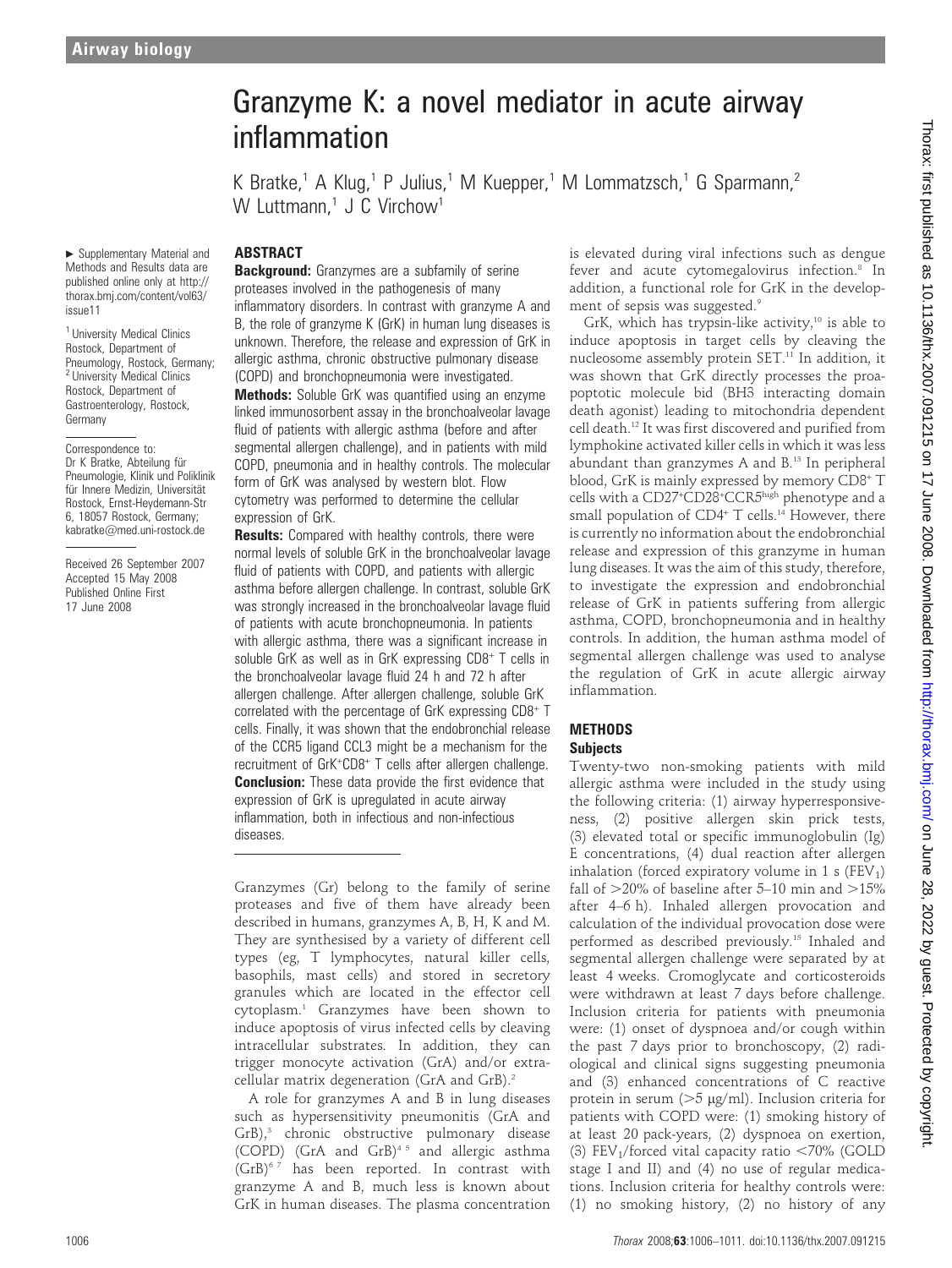# Granzyme K: a novel mediator in acute airway inflammation

K Bratke,[1] A Klug,[1] P Julius,[1] M Kuepper,[1] M Lommatzsch,[1] G Sparmann,[2] W Luttmann,[1] J C Virchow[1]

► Supplementary Material and Methods and Results data are published online only at http://thorax.bmj.com/content/vol63/issue11

[1] University Medical Clinics Rostock, Department of Pneumology, Rostock, Germany; [2] University Medical Clinics Rostock, Department of Gastroenterology, Rostock, Germany

Correspondence to: Dr K Bratke, Abteilung für Pneumologie, Klinik und Poliklinik für Innere Medizin, Universität Rostock, Ernst-Heydemann-Str 6, 18057 Rostock, Germany; kabratke@med.uni-rostock.de

Received 26 September 2007
Accepted 15 May 2008
Published Online First 17 June 2008

## ABSTRACT

**Background:** Granzymes are a subfamily of serine proteases involved in the pathogenesis of many inflammatory disorders. In contrast with granzyme A and B, the role of granzyme K (GrK) in human lung diseases is unknown. Therefore, the release and expression of GrK in allergic asthma, chronic obstructive pulmonary disease (COPD) and bronchopneumonia were investigated.

**Methods:** Soluble GrK was quantified using an enzyme linked immunosorbent assay in the bronchoalveolar lavage fluid of patients with allergic asthma (before and after segmental allergen challenge), and in patients with mild COPD, pneumonia and in healthy controls. The molecular form of GrK was analysed by western blot. Flow cytometry was performed to determine the cellular expression of GrK.

**Results:** Compared with healthy controls, there were normal levels of soluble GrK in the bronchoalveolar lavage fluid of patients with COPD, and patients with allergic asthma before allergen challenge. In contrast, soluble GrK was strongly increased in the bronchoalveolar lavage fluid of patients with acute bronchopneumonia. In patients with allergic asthma, there was a significant increase in soluble GrK as well as in GrK expressing $CD8^+$ T cells in the bronchoalveolar lavage fluid 24 h and 72 h after allergen challenge. After allergen challenge, soluble GrK correlated with the percentage of GrK expressing $CD8^+$ T cells. Finally, it was shown that the endobronchial release of the CCR5 ligand CCL3 might be a mechanism for the recruitment of $GrK^+CD8^+$ T cells after allergen challenge.

**Conclusion:** These data provide the first evidence that expression of GrK is upregulated in acute airway inflammation, both in infectious and non-infectious diseases.

Granzymes (Gr) belong to the family of serine proteases and five of them have already been described in humans, granzymes A, B, H, K and M. They are synthesised by a variety of different cell types (eg, T lymphocytes, natural killer cells, basophils, mast cells) and stored in secretory granules which are located in the effector cell cytoplasm.[1] Granzymes have been shown to induce apoptosis of virus infected cells by cleaving intracellular substrates. In addition, they can trigger monocyte activation (GrA) and/or extracellular matrix degeneration (GrA and GrB).[2]

A role for granzymes A and B in lung diseases such as hypersensitivity pneumonitis (GrA and GrB),[3] chronic obstructive pulmonary disease (COPD) (GrA and GrB)[4 5] and allergic asthma (GrB)[6 7] has been reported. In contrast with granzyme A and B, much less is known about GrK in human diseases. The plasma concentration is elevated during viral infections such as dengue fever and acute cytomegalovirus infection.[8] In addition, a functional role for GrK in the development of sepsis was suggested.[9]

GrK, which has trypsin-like activity,[10] is able to induce apoptosis in target cells by cleaving the nucleosome assembly protein SET.[11] In addition, it was shown that GrK directly processes the proapoptotic molecule bid (BH3 interacting domain death agonist) leading to mitochondria dependent cell death.[12] It was first discovered and purified from lymphokine activated killer cells in which it was less abundant than granzymes A and B.[13] In peripheral blood, GrK is mainly expressed by memory $CD8^+$ T cells with a $CD27^+CD28^+CCR5^{high}$ phenotype and a small population of $CD4^+$ T cells.[14] However, there is currently no information about the endobronchial release and expression of this granzyme in human lung diseases. It was the aim of this study, therefore, to investigate the expression and endobronchial release of GrK in patients suffering from allergic asthma, COPD, bronchopneumonia and in healthy controls. In addition, the human asthma model of segmental allergen challenge was used to analyse the regulation of GrK in acute allergic airway inflammation.

## METHODS

### Subjects

Twenty-two non-smoking patients with mild allergic asthma were included in the study using the following criteria: (1) airway hyperresponsiveness, (2) positive allergen skin prick tests, (3) elevated total or specific immunoglobulin (Ig) E concentrations, (4) dual reaction after allergen inhalation (forced expiratory volume in 1 s ($FEV_1$) fall of >20% of baseline after 5–10 min and >15% after 4–6 h). Inhaled allergen provocation and calculation of the individual provocation dose were performed as described previously.[15] Inhaled and segmental allergen challenge were separated by at least 4 weeks. Cromoglycate and corticosteroids were withdrawn at least 7 days before challenge. Inclusion criteria for patients with pneumonia were: (1) onset of dyspnoea and/or cough within the past 7 days prior to bronchoscopy, (2) radiological and clinical signs suggesting pneumonia and (3) enhanced concentrations of C reactive protein in serum (>5 μg/ml). Inclusion criteria for patients with COPD were: (1) smoking history of at least 20 pack-years, (2) dyspnoea on exertion, (3) $FEV_1$/forced vital capacity ratio <70% (GOLD stage I and II) and (4) no use of regular medications. Inclusion criteria for healthy controls were: (1) no smoking history, (2) no history of any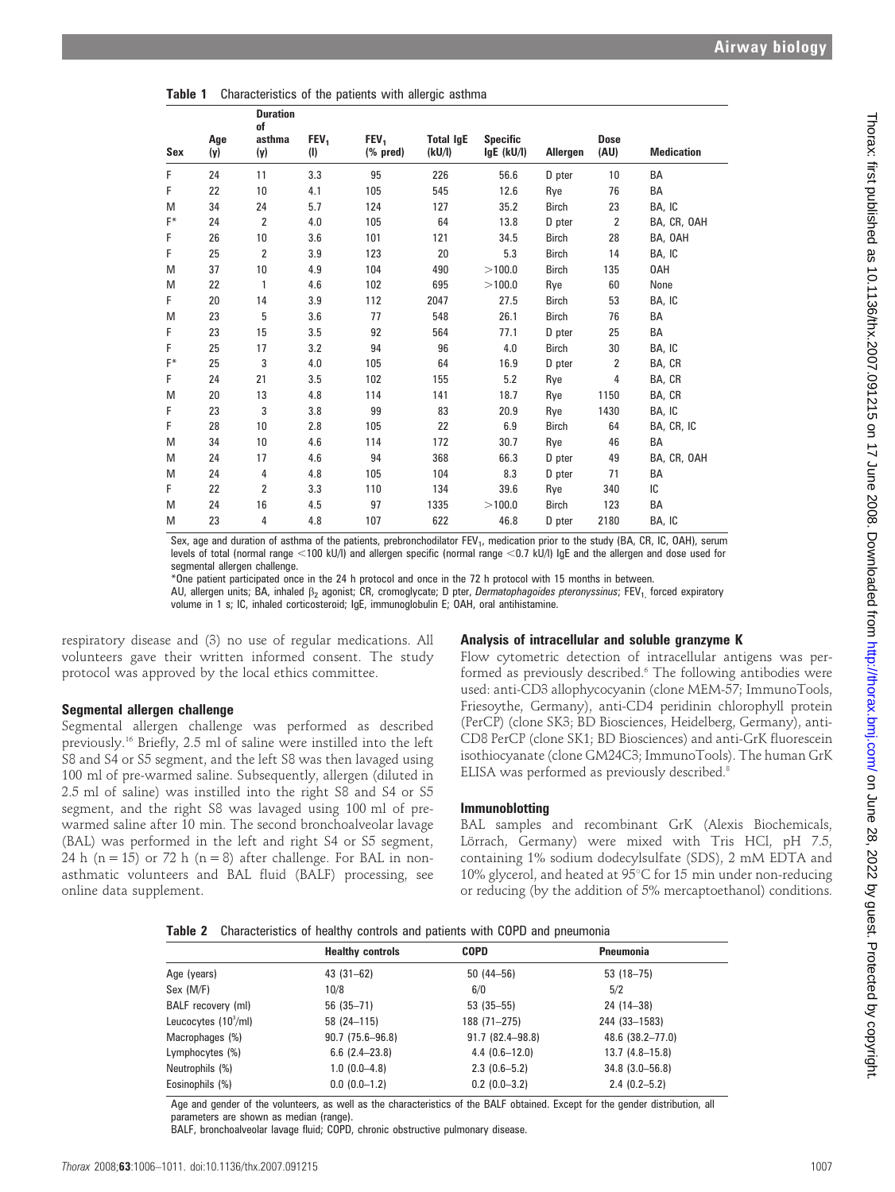**Table 1** Characteristics of the patients with allergic asthma

| Sex | Age (y) | Duration of asthma (y) | $FEV_1$ (l) | $FEV_1$ (% pred) | Total IgE (kU/l) | Specific IgE (kU/l) | Allergen | Dose (AU) | Medication |
|---|---|---|---|---|---|---|---|---|---|
| F | 24 | 11 | 3.3 | 95 | 226 | 56.6 | D pter | 10 | BA |
| F | 22 | 10 | 4.1 | 105 | 545 | 12.6 | Rye | 76 | BA |
| M | 34 | 24 | 5.7 | 124 | 127 | 35.2 | Birch | 23 | BA, IC |
| F* | 24 | 2 | 4.0 | 105 | 64 | 13.8 | D pter | 2 | BA, CR, OAH |
| F | 26 | 10 | 3.6 | 101 | 121 | 34.5 | Birch | 28 | BA, OAH |
| F | 25 | 2 | 3.9 | 123 | 20 | 5.3 | Birch | 14 | BA, IC |
| M | 37 | 10 | 4.9 | 104 | 490 | >100.0 | Birch | 135 | OAH |
| M | 22 | 1 | 4.6 | 102 | 695 | >100.0 | Rye | 60 | None |
| F | 20 | 14 | 3.9 | 112 | 2047 | 27.5 | Birch | 53 | BA, IC |
| M | 23 | 5 | 3.6 | 77 | 548 | 26.1 | Birch | 76 | BA |
| F | 23 | 15 | 3.5 | 92 | 564 | 77.1 | D pter | 25 | BA |
| F | 25 | 17 | 3.2 | 94 | 96 | 4.0 | Birch | 30 | BA, IC |
| F* | 25 | 3 | 4.0 | 105 | 64 | 16.9 | D pter | 2 | BA, CR |
| F | 24 | 21 | 3.5 | 102 | 155 | 5.2 | Rye | 4 | BA, CR |
| M | 20 | 13 | 4.8 | 114 | 141 | 18.7 | Rye | 1150 | BA, CR |
| F | 23 | 3 | 3.8 | 99 | 83 | 20.9 | Rye | 1430 | BA, IC |
| F | 28 | 10 | 2.8 | 105 | 22 | 6.9 | Birch | 64 | BA, CR, IC |
| M | 34 | 10 | 4.6 | 114 | 172 | 30.7 | Rye | 46 | BA |
| M | 24 | 17 | 4.6 | 94 | 368 | 66.3 | D pter | 49 | BA, CR, OAH |
| M | 24 | 4 | 4.8 | 105 | 104 | 8.3 | D pter | 71 | BA |
| F | 22 | 2 | 3.3 | 110 | 134 | 39.6 | Rye | 340 | IC |
| M | 24 | 16 | 4.5 | 97 | 1335 | >100.0 | Birch | 123 | BA |
| M | 23 | 4 | 4.8 | 107 | 622 | 46.8 | D pter | 2180 | BA, IC |

Sex, age and duration of asthma of the patients, prebronchodilator $FEV_1$, medication prior to the study (BA, CR, IC, OAH), serum levels of total (normal range <100 kU/l) and allergen specific (normal range <0.7 kU/l) IgE and the allergen and dose used for segmental allergen challenge.

*One patient participated once in the 24 h protocol and once in the 72 h protocol with 15 months in between.

AU, allergen units; BA, inhaled $\beta_2$ agonist; CR, cromoglycate; D pter, *Dermatophagoides pteronyssinus*; $FEV_1$, forced expiratory volume in 1 s; IC, inhaled corticosteroid; IgE, immunoglobulin E; OAH, oral antihistamine.

respiratory disease and (3) no use of regular medications. All volunteers gave their written informed consent. The study protocol was approved by the local ethics committee.

### Segmental allergen challenge

Segmental allergen challenge was performed as described previously.[16] Briefly, 2.5 ml of saline were instilled into the left S8 and S4 or S5 segment, and the left S8 was then lavaged using 100 ml of pre-warmed saline. Subsequently, allergen (diluted in 2.5 ml of saline) was instilled into the right S8 and S4 or S5 segment, and the right S8 was lavaged using 100 ml of pre-warmed saline after 10 min. The second bronchoalveolar lavage (BAL) was performed in the left and right S4 or S5 segment, 24 h (n = 15) or 72 h (n = 8) after challenge. For BAL in non-asthmatic volunteers and BAL fluid (BALF) processing, see online data supplement.

### Analysis of intracellular and soluble granzyme K

Flow cytometric detection of intracellular antigens was performed as previously described.[6] The following antibodies were used: anti-CD3 allophycocyanin (clone MEM-57; ImmunoTools, Friesoythe, Germany), anti-CD4 peridinin chlorophyll protein (PerCP) (clone SK3; BD Biosciences, Heidelberg, Germany), anti-CD8 PerCP (clone SK1; BD Biosciences) and anti-GrK fluorescein isothiocyanate (clone GM24C3; ImmunoTools). The human GrK ELISA was performed as previously described.[8]

### Immunoblotting

BAL samples and recombinant GrK (Alexis Biochemicals, Lörrach, Germany) were mixed with Tris HCl, pH 7.5, containing 1% sodium dodecylsulfate (SDS), 2 mM EDTA and 10% glycerol, and heated at 95°C for 15 min under non-reducing or reducing (by the addition of 5% mercaptoethanol) conditions.

**Table 2** Characteristics of healthy controls and patients with COPD and pneumonia

| | Healthy controls | COPD | Pneumonia |
|---|---|---|---|
| Age (years) | 43 (31–62) | 50 (44–56) | 53 (18–75) |
| Sex (M/F) | 10/8 | 6/0 | 5/2 |
| BALF recovery (ml) | 56 (35–71) | 53 (35–55) | 24 (14–38) |
| Leucocytes ($10^3$/ml) | 58 (24–115) | 188 (71–275) | 244 (33–1583) |
| Macrophages (%) | 90.7 (75.6–96.8) | 91.7 (82.4–98.8) | 48.6 (38.2–77.0) |
| Lymphocytes (%) | 6.6 (2.4–23.8) | 4.4 (0.6–12.0) | 13.7 (4.8–15.8) |
| Neutrophils (%) | 1.0 (0.0–4.8) | 2.3 (0.6–5.2) | 34.8 (3.0–56.8) |
| Eosinophils (%) | 0.0 (0.0–1.2) | 0.2 (0.0–3.2) | 2.4 (0.2–5.2) |

Age and gender of the volunteers, as well as the characteristics of the BALF obtained. Except for the gender distribution, all parameters are shown as median (range).

BALF, bronchoalveolar lavage fluid; COPD, chronic obstructive pulmonary disease.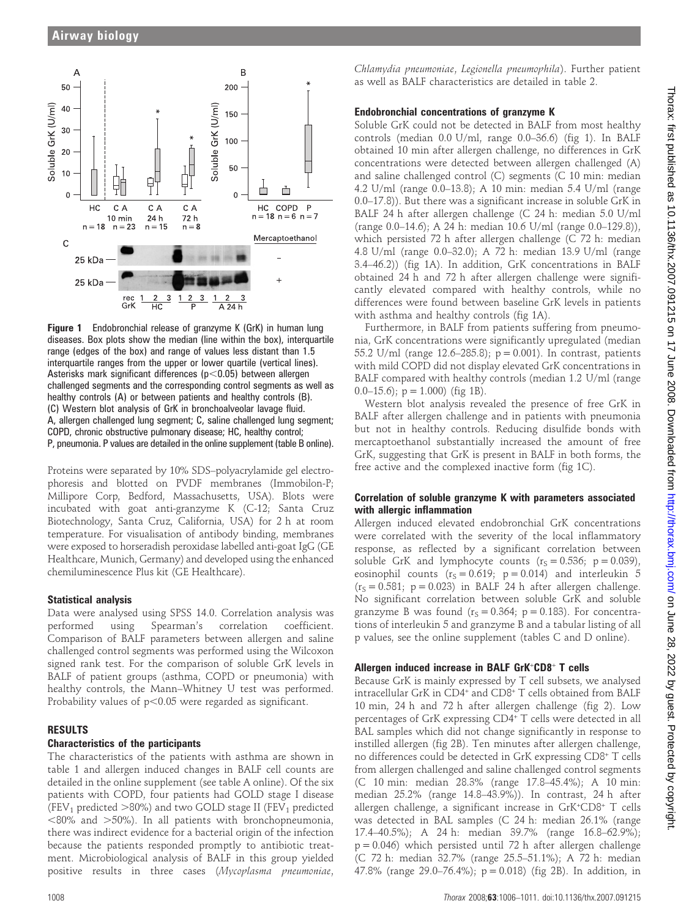**Figure 1** Endobronchial release of granzyme K (GrK) in human lung diseases. Box plots show the median (line within the box), interquartile range (edges of the box) and range of values less distant than 1.5 interquartile ranges from the upper or lower quartile (vertical lines). Asterisks mark significant differences ($p<0.05$) between allergen challenged segments and the corresponding control segments as well as healthy controls (A) or between patients and healthy controls (B). (C) Western blot analysis of GrK in bronchoalveolar lavage fluid. A, allergen challenged lung segment; C, saline challenged lung segment; COPD, chronic obstructive pulmonary disease; HC, healthy control; P, pneumonia. P values are detailed in the online supplement (table B online).

Proteins were separated by 10% SDS–polyacrylamide gel electrophoresis and blotted on PVDF membranes (Immobilon-P; Millipore Corp, Bedford, Massachusetts, USA). Blots were incubated with goat anti-granzyme K (C-12; Santa Cruz Biotechnology, Santa Cruz, California, USA) for 2 h at room temperature. For visualisation of antibody binding, membranes were exposed to horseradish peroxidase labelled anti-goat IgG (GE Healthcare, Munich, Germany) and developed using the enhanced chemiluminescence Plus kit (GE Healthcare).

### Statistical analysis

Data were analysed using SPSS 14.0. Correlation analysis was performed using Spearman's correlation coefficient. Comparison of BALF parameters between allergen and saline challenged control segments was performed using the Wilcoxon signed rank test. For the comparison of soluble GrK levels in BALF of patient groups (asthma, COPD or pneumonia) with healthy controls, the Mann–Whitney U test was performed. Probability values of $p<0.05$ were regarded as significant.

## RESULTS

### Characteristics of the participants

The characteristics of the patients with asthma are shown in table 1 and allergen induced changes in BALF cell counts are detailed in the online supplement (see table A online). Of the six patients with COPD, four patients had GOLD stage I disease ($FEV_1$ predicted >80%) and two GOLD stage II ($FEV_1$ predicted <80% and >50%). In all patients with bronchopneumonia, there was indirect evidence for a bacterial origin of the infection because the patients responded promptly to antibiotic treatment. Microbiological analysis of BALF in this group yielded positive results in three cases (*Mycoplasma pneumoniae*, *Chlamydia pneumoniae*, *Legionella pneumophila*). Further patient as well as BALF characteristics are detailed in table 2.

### Endobronchial concentrations of granzyme K

Soluble GrK could not be detected in BALF from most healthy controls (median 0.0 U/ml, range 0.0–36.6) (fig 1). In BALF obtained 10 min after allergen challenge, no differences in GrK concentrations were detected between allergen challenged (A) and saline challenged control (C) segments (C 10 min: median 4.2 U/ml (range 0.0–13.8); A 10 min: median 5.4 U/ml (range 0.0–17.8)). But there was a significant increase in soluble GrK in BALF 24 h after allergen challenge (C 24 h: median 5.0 U/ml (range 0.0–14.6); A 24 h: median 10.6 U/ml (range 0.0–129.8)), which persisted 72 h after allergen challenge (C 72 h: median 4.8 U/ml (range 0.0–32.0); A 72 h: median 13.9 U/ml (range 3.4–46.2)) (fig 1A). In addition, GrK concentrations in BALF obtained 24 h and 72 h after allergen challenge were significantly elevated compared with healthy controls, while no differences were found between baseline GrK levels in patients with asthma and healthy controls (fig 1A).

Furthermore, in BALF from patients suffering from pneumonia, GrK concentrations were significantly upregulated (median 55.2 U/ml (range 12.6–285.8); $p = 0.001$). In contrast, patients with mild COPD did not display elevated GrK concentrations in BALF compared with healthy controls (median 1.2 U/ml (range 0.0–15.6); $p = 1.000$) (fig 1B).

Western blot analysis revealed the presence of free GrK in BALF after allergen challenge and in patients with pneumonia but not in healthy controls. Reducing disulfide bonds with mercaptoethanol substantially increased the amount of free GrK, suggesting that GrK is present in BALF in both forms, the free active and the complexed inactive form (fig 1C).

### Correlation of soluble granzyme K with parameters associated with allergic inflammation

Allergen induced elevated endobronchial GrK concentrations were correlated with the severity of the local inflammatory response, as reflected by a significant correlation between soluble GrK and lymphocyte counts ($r_S = 0.536$; $p = 0.039$), eosinophil counts ($r_S = 0.619$; $p = 0.014$) and interleukin 5 ($r_S = 0.581$; $p = 0.023$) in BALF 24 h after allergen challenge. No significant correlation between soluble GrK and soluble granzyme B was found ($r_S = 0.364$; $p = 0.183$). For concentrations of interleukin 5 and granzyme B and a tabular listing of all p values, see the online supplement (tables C and D online).

### Allergen induced increase in BALF GrK⁺CD8⁺ T cells

Because GrK is mainly expressed by T cell subsets, we analysed intracellular GrK in $CD4^+$ and $CD8^+$ T cells obtained from BALF 10 min, 24 h and 72 h after allergen challenge (fig 2). Low percentages of GrK expressing $CD4^+$ T cells were detected in all BAL samples which did not change significantly in response to instilled allergen (fig 2B). Ten minutes after allergen challenge, no differences could be detected in GrK expressing $CD8^+$ T cells from allergen challenged and saline challenged control segments (C 10 min: median 28.3% (range 17.8–45.4%); A 10 min: median 25.2% (range 14.8–43.9%)). In contrast, 24 h after allergen challenge, a significant increase in $GrK^+CD8^+$ T cells was detected in BAL samples (C 24 h: median 26.1% (range 17.4–40.5%); A 24 h: median 39.7% (range 16.8–62.9%); $p = 0.046$) which persisted until 72 h after allergen challenge (C 72 h: median 32.7% (range 25.5–51.1%); A 72 h: median 47.8% (range 29.0–76.4%); $p = 0.018$) (fig 2B). In addition, in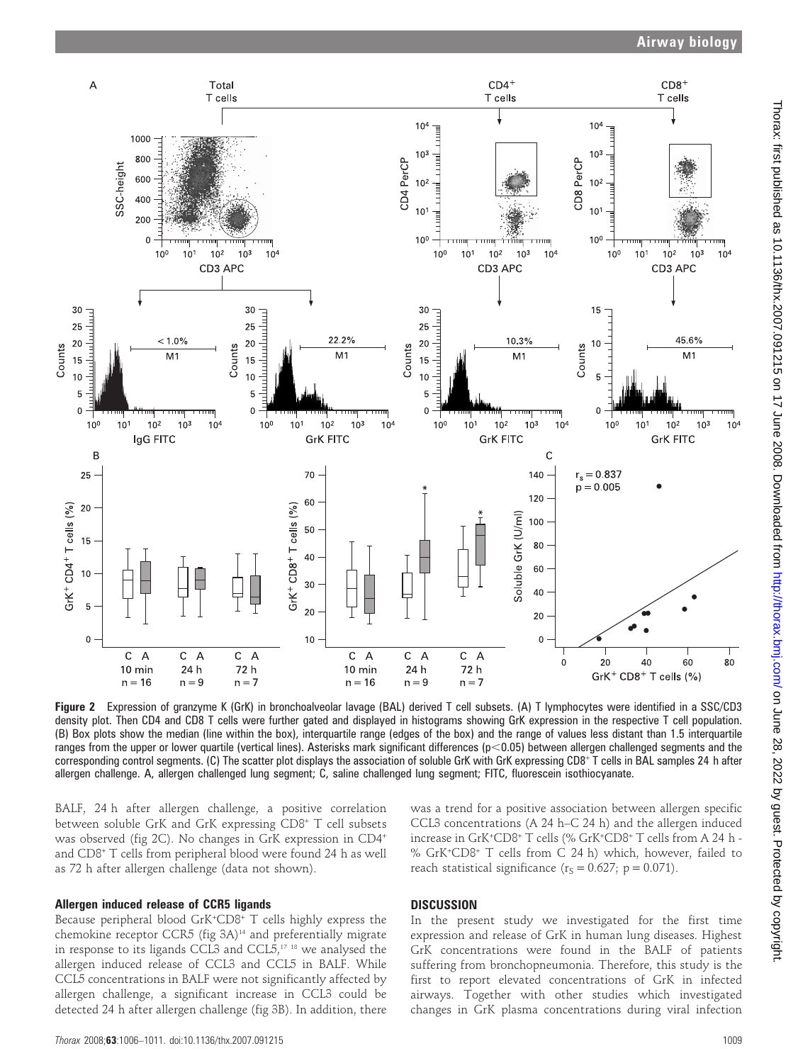Figure 2 Expression of granzyme K (GrK) in bronchoalveolar lavage (BAL) derived T cell subsets. (A) T lymphocytes were identified in a SSC/CD3 density plot. Then CD4 and CD8 T cells were further gated and displayed in histograms showing GrK expression in the respective T cell population. (B) Box plots show the median (line within the box), interquartile range (edges of the box) and the range of values less distant than 1.5 interquartile ranges from the upper or lower quartile (vertical lines). Asterisks mark significant differences ($p<0.05$) between allergen challenged segments and the corresponding control segments. (C) The scatter plot displays the association of soluble GrK with GrK expressing CD8+ T cells in BAL samples 24 h after allergen challenge. A, allergen challenged lung segment; C, saline challenged lung segment; FITC, fluorescein isothiocyanate.

BALF, 24 h after allergen challenge, a positive correlation between soluble GrK and GrK expressing CD8+ T cell subsets was observed (fig 2C). No changes in GrK expression in CD4+ and CD8+ T cells from peripheral blood were found 24 h as well as 72 h after allergen challenge (data not shown).

### Allergen induced release of CCR5 ligands

Because peripheral blood GrK+CD8+ T cells highly express the chemokine receptor CCR5 (fig 3A)[14] and preferentially migrate in response to its ligands CCL3 and CCL5,[17 18] we analysed the allergen induced release of CCL3 and CCL5 in BALF. While CCL5 concentrations in BALF were not significantly affected by allergen challenge, a significant increase in CCL3 could be detected 24 h after allergen challenge (fig 3B). In addition, there was a trend for a positive association between allergen specific CCL3 concentrations (A 24 h–C 24 h) and the allergen induced increase in GrK+CD8+ T cells (% GrK+CD8+ T cells from A 24 h - % GrK+CD8+ T cells from C 24 h) which, however, failed to reach statistical significance ($r_S = 0.627$; $p = 0.071$).

## DISCUSSION

In the present study we investigated for the first time expression and release of GrK in human lung diseases. Highest GrK concentrations were found in the BALF of patients suffering from bronchopneumonia. Therefore, this study is the first to report elevated concentrations of GrK in infected airways. Together with other studies which investigated changes in GrK plasma concentrations during viral infection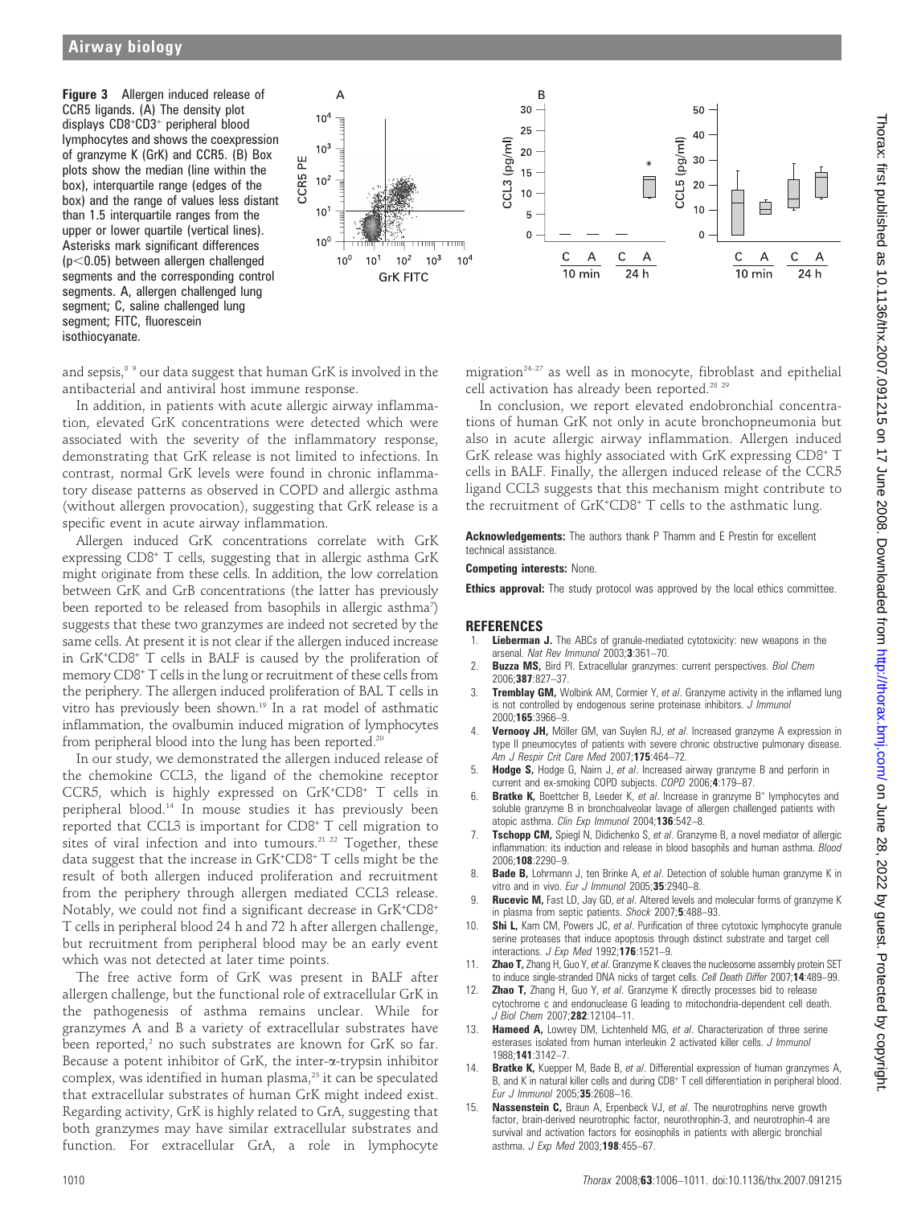**Figure 3** Allergen induced release of CCR5 ligands. (A) The density plot displays $CD8^+CD3^+$ peripheral blood lymphocytes and shows the coexpression of granzyme K (GrK) and CCR5. (B) Box plots show the median (line within the box), interquartile range (edges of the box) and the range of values less distant than 1.5 interquartile ranges from the upper or lower quartile (vertical lines). Asterisks mark significant differences ($p<0.05$) between allergen challenged segments and the corresponding control segments. A, allergen challenged lung segment; C, saline challenged lung segment; FITC, fluorescein isothiocyanate.

and sepsis,[8 9] our data suggest that human GrK is involved in the antibacterial and antiviral host immune response.

In addition, in patients with acute allergic airway inflammation, elevated GrK concentrations were detected which were associated with the severity of the inflammatory response, demonstrating that GrK release is not limited to infections. In contrast, normal GrK levels were found in chronic inflammatory disease patterns as observed in COPD and allergic asthma (without allergen provocation), suggesting that GrK release is a specific event in acute airway inflammation.

Allergen induced GrK concentrations correlate with GrK expressing $CD8^+$ T cells, suggesting that in allergic asthma GrK might originate from these cells. In addition, the low correlation between GrK and GrB concentrations (the latter has previously been reported to be released from basophils in allergic asthma[7]) suggests that these two granzymes are indeed not secreted by the same cells. At present it is not clear if the allergen induced increase in $GrK^+CD8^+$ T cells in BALF is caused by the proliferation of memory $CD8^+$ T cells in the lung or recruitment of these cells from the periphery. The allergen induced proliferation of BAL T cells in vitro has previously been shown.[19] In a rat model of asthmatic inflammation, the ovalbumin induced migration of lymphocytes from peripheral blood into the lung has been reported.[20]

In our study, we demonstrated the allergen induced release of the chemokine CCL3, the ligand of the chemokine receptor CCR5, which is highly expressed on $GrK^+CD8^+$ T cells in peripheral blood.[14] In mouse studies it has previously been reported that CCL3 is important for $CD8^+$ T cell migration to sites of viral infection and into tumours.[21 22] Together, these data suggest that the increase in $GrK^+CD8^+$ T cells might be the result of both allergen induced proliferation and recruitment from the periphery through allergen mediated CCL3 release. Notably, we could not find a significant decrease in $GrK^+CD8^+$ T cells in peripheral blood 24 h and 72 h after allergen challenge, but recruitment from peripheral blood may be an early event which was not detected at later time points.

The free active form of GrK was present in BALF after allergen challenge, but the functional role of extracellular GrK in the pathogenesis of asthma remains unclear. While for granzymes A and B a variety of extracellular substrates have been reported,[2] no such substrates are known for GrK so far. Because a potent inhibitor of GrK, the inter-α-trypsin inhibitor complex, was identified in human plasma,[23] it can be speculated that extracellular substrates of human GrK might indeed exist. Regarding activity, GrK is highly related to GrA, suggesting that both granzymes may have similar extracellular substrates and function. For extracellular GrA, a role in lymphocyte migration[24–27] as well as in monocyte, fibroblast and epithelial cell activation has already been reported.[28 29]

In conclusion, we report elevated endobronchial concentrations of human GrK not only in acute bronchopneumonia but also in acute allergic airway inflammation. Allergen induced GrK release was highly associated with GrK expressing $CD8^+$ T cells in BALF. Finally, the allergen induced release of the CCR5 ligand CCL3 suggests that this mechanism might contribute to the recruitment of $GrK^+CD8^+$ T cells to the asthmatic lung.

**Acknowledgements:** The authors thank P Thamm and E Prestin for excellent technical assistance.

**Competing interests:** None.

**Ethics approval:** The study protocol was approved by the local ethics committee.

## REFERENCES

1. **Lieberman J.** The ABCs of granule-mediated cytotoxicity: new weapons in the arsenal. *Nat Rev Immunol* 2003;**3**:361–70.
2. **Buzza MS,** Bird PI. Extracellular granzymes: current perspectives. *Biol Chem* 2006;**387**:827–37.
3. **Tremblay GM,** Wolbink AM, Cormier Y, *et al*. Granzyme activity in the inflamed lung is not controlled by endogenous serine proteinase inhibitors. *J Immunol* 2000;**165**:3966–9.
4. **Vernooy JH,** Möller GM, van Suylen RJ, *et al*. Increased granzyme A expression in type II pneumocytes of patients with severe chronic obstructive pulmonary disease. *Am J Respir Crit Care Med* 2007;**175**:464–72.
5. **Hodge S,** Hodge G, Nairn J, *et al*. Increased airway granzyme B and perforin in current and ex-smoking COPD subjects. *COPD* 2006;**4**:179–87.
6. **Bratke K,** Boettcher B, Leeder K, *et al*. Increase in granzyme B+ lymphocytes and soluble granzyme B in bronchoalveolar lavage of allergen challenged patients with atopic asthma. *Clin Exp Immunol* 2004;**136**:542–8.
7. **Tschopp CM,** Spiegl N, Didichenko S, *et al*. Granzyme B, a novel mediator of allergic inflammation: its induction and release in blood basophils and human asthma. *Blood* 2006;**108**:2290–9.
8. **Bade B,** Lohrmann J, ten Brinke A, *et al*. Detection of soluble human granzyme K in vitro and in vivo. *Eur J Immunol* 2005;**35**:2940–8.
9. **Rucevic M,** Fast LD, Jay GD, *et al*. Altered levels and molecular forms of granzyme K in plasma from septic patients. *Shock* 2007;**5**:488–93.
10. **Shi L,** Kam CM, Powers JC, *et al*. Purification of three cytotoxic lymphocyte granule serine proteases that induce apoptosis through distinct substrate and target cell interactions. *J Exp Med* 1992;**176**:1521–9.
11. **Zhao T,** Zhang H, Guo Y, *et al*. Granzyme K cleaves the nucleosome assembly protein SET to induce single-stranded DNA nicks of target cells. *Cell Death Differ* 2007;**14**:489–99.
12. **Zhao T,** Zhang H, Guo Y, *et al*. Granzyme K directly processes bid to release cytochrome c and endonuclease G leading to mitochondria-dependent cell death. *J Biol Chem* 2007;**282**:12104–11.
13. **Hameed A,** Lowrey DM, Lichtenheld MG, *et al*. Characterization of three serine esterases isolated from human interleukin 2 activated killer cells. *J Immunol* 1988;**141**:3142–7.
14. **Bratke K,** Kuepper M, Bade B, *et al*. Differential expression of human granzymes A, B, and K in natural killer cells and during CD8+ T cell differentiation in peripheral blood. *Eur J Immunol* 2005;**35**:2608–16.
15. **Nassenstein C,** Braun A, Erpenbeck VJ, *et al*. The neurotrophins nerve growth factor, brain-derived neurotrophic factor, neurotrophin-3, and neurotrophin-4 are survival and activation factors for eosinophils in patients with allergic bronchial asthma. *J Exp Med* 2003;**198**:455–67.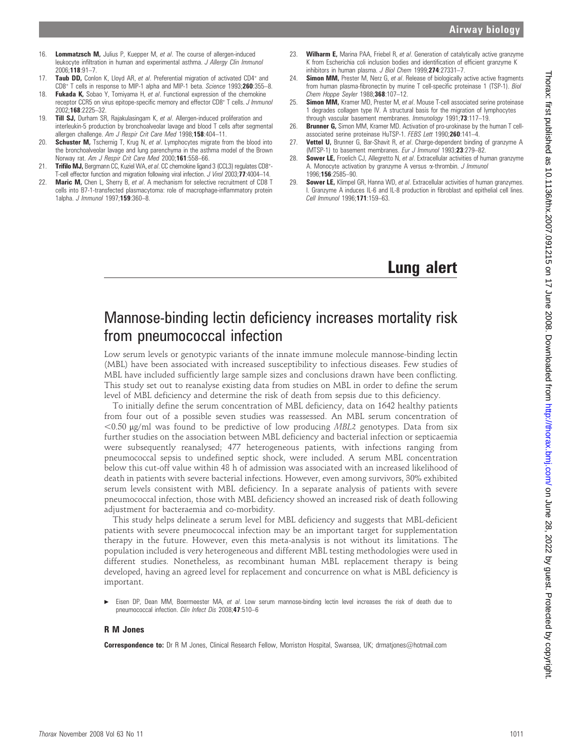16. **Lommatzsch M,** Julius P, Kuepper M, *et al*. The course of allergen-induced leukocyte infiltration in human and experimental asthma. *J Allergy Clin Immunol* 2006;**118**:91–7.
17. **Taub DD,** Conlon K, Lloyd AR, *et al*. Preferential migration of activated CD4+ and CD8+ T cells in response to MIP-1 alpha and MIP-1 beta. *Science* 1993;**260**:355–8.
18. **Fukada K,** Sobao Y, Tomiyama H, *et al*. Functional expression of the chemokine receptor CCR5 on virus epitope-specific memory and effector CD8+ T cells. *J Immunol* 2002;**168**:2225–32.
19. **Till SJ,** Durham SR, Rajakulasingam K, *et al*. Allergen-induced proliferation and interleukin-5 production by bronchoalveolar lavage and blood T cells after segmental allergen challenge. *Am J Respir Crit Care Med* 1998;**158**:404–11.
20. **Schuster M,** Tschernig T, Krug N, *et al*. Lymphocytes migrate from the blood into the bronchoalveolar lavage and lung parenchyma in the asthma model of the Brown Norway rat. *Am J Respir Crit Care Med* 2000;**161**:558–66.
21. **Trifilo MJ,** Bergmann CC, Kuziel WA, *et al*. CC chemokine ligand 3 (CCL3) regulates CD8+-T-cell effector function and migration following viral infection. *J Virol* 2003;**77**:4004–14.
22. **Maric M,** Chen L, Sherry B, *et al*. A mechanism for selective recruitment of CD8 T cells into B7-1-transfected plasmacytoma: role of macrophage-inflammatory protein 1alpha. *J Immunol* 1997;**159**:360–8.
23. **Wilharm E,** Marina PAA, Friebel R, *et al*. Generation of catalytically active granzyme K from Escherichia coli inclusion bodies and identification of efficient granzyme K inhibitors in human plasma. *J Biol Chem* 1999;**274**:27331–7.
24. **Simon MM,** Prester M, Nerz G, *et al*. Release of biologically active active fragments from human plasma-fibronectin by murine T cell-specific proteinase 1 (TSP-1). *Biol Chem Hoppe Seyler* 1988;**368**:107–12.
25. **Simon MM,** Kramer MD, Prester M, *et al*. Mouse T-cell associated serine proteinase 1 degrades collagen type IV. A structural basis for the migration of lymphocytes through vascular basement membranes. *Immunology* 1991;**73**:117–19.
26. **Brunner G,** Simon MM, Kramer MD. Activation of pro-urokinase by the human T cell-associated serine proteinase HuTSP-1. *FEBS Lett* 1990;**260**:141–4.
27. **Vettel U,** Brunner G, Bar-Shavit R, *et al*. Charge-dependent binding of granzyme A (MTSP-1) to basement membranes. *Eur J Immunol* 1993;**23**:279–82.
28. **Sower LE,** Froelich CJ, Allegretto N, *et al*. Extracellular activities of human granzyme A. Monocyte activation by granzyme A versus α-thrombin. *J Immunol* 1996;**156**:2585–90.
29. **Sower LE,** Klimpel GR, Hanna WD, *et al*. Extracellular activities of human granzymes. I. Granzyme A induces IL-6 and IL-8 production in fibroblast and epithelial cell lines. *Cell Immunol* 1996;**171**:159–63.

# Lung alert

## Mannose-binding lectin deficiency increases mortality risk from pneumococcal infection

Low serum levels or genotypic variants of the innate immune molecule mannose-binding lectin (MBL) have been associated with increased susceptibility to infectious diseases. Few studies of MBL have included sufficiently large sample sizes and conclusions drawn have been conflicting. This study set out to reanalyse existing data from studies on MBL in order to define the serum level of MBL deficiency and determine the risk of death from sepsis due to this deficiency.

To initially define the serum concentration of MBL deficiency, data on 1642 healthy patients from four out of a possible seven studies was reassessed. An MBL serum concentration of <0.50 μg/ml was found to be predictive of low producing *MBL2* genotypes. Data from six further studies on the association between MBL deficiency and bacterial infection or septicaemia were subsequently reanalysed; 477 heterogeneous patients, with infections ranging from pneumococcal sepsis to undefined septic shock, were included. A serum MBL concentration below this cut-off value within 48 h of admission was associated with an increased likelihood of death in patients with severe bacterial infections. However, even among survivors, 30% exhibited serum levels consistent with MBL deficiency. In a separate analysis of patients with severe pneumococcal infection, those with MBL deficiency showed an increased risk of death following adjustment for bacteraemia and co-morbidity.

This study helps delineate a serum level for MBL deficiency and suggests that MBL-deficient patients with severe pneumococcal infection may be an important target for supplementation therapy in the future. However, even this meta-analysis is not without its limitations. The population included is very heterogeneous and different MBL testing methodologies were used in different studies. Nonetheless, as recombinant human MBL replacement therapy is being developed, having an agreed level for replacement and concurrence on what is MBL deficiency is important.

- Eisen DP, Dean MM, Boermeester MA, *et al*. Low serum mannose-binding lectin level increases the risk of death due to pneumococcal infection. *Clin Infect Dis* 2008;**47**:510–6

**R M Jones**

**Correspondence to:** Dr R M Jones, Clinical Research Fellow, Morriston Hospital, Swansea, UK; drmatjones@hotmail.com